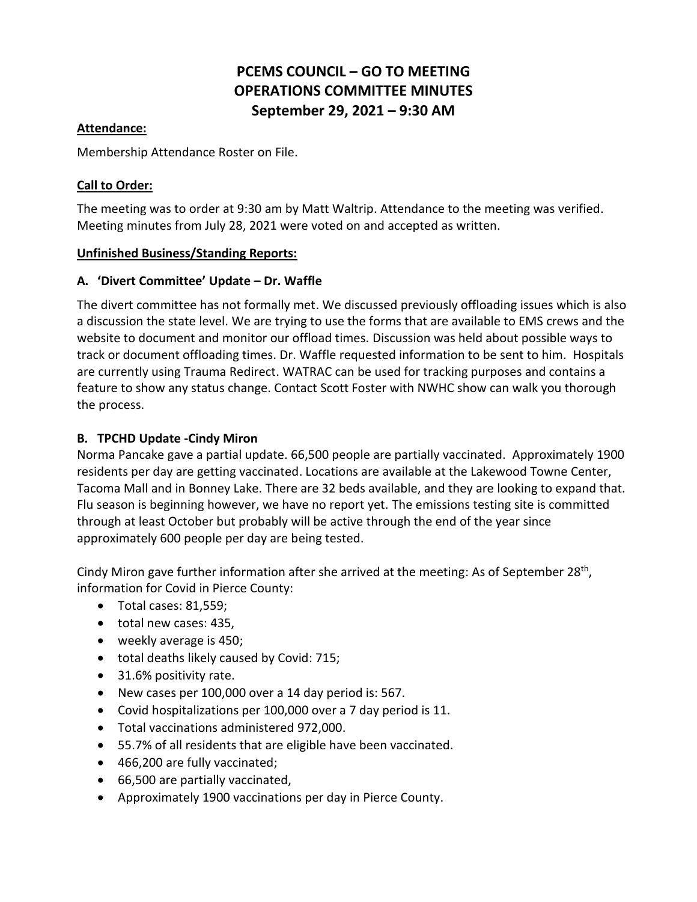# PCEMS COUNCIL – GO TO MEETING
# OPERATIONS COMMITTEE MINUTES
# September 29, 2021 – 9:30 AM

**Attendance:**

Membership Attendance Roster on File.

**Call to Order:**

The meeting was to order at 9:30 am by Matt Waltrip. Attendance to the meeting was verified. Meeting minutes from July 28, 2021 were voted on and accepted as written.

**Unfinished Business/Standing Reports:**

### A. 'Divert Committee' Update – Dr. Waffle

The divert committee has not formally met. We discussed previously offloading issues which is also a discussion the state level. We are trying to use the forms that are available to EMS crews and the website to document and monitor our offload times. Discussion was held about possible ways to track or document offloading times. Dr. Waffle requested information to be sent to him. Hospitals are currently using Trauma Redirect. WATRAC can be used for tracking purposes and contains a feature to show any status change. Contact Scott Foster with NWHC show can walk you thorough the process.

### B. TPCHD Update -Cindy Miron

Norma Pancake gave a partial update. 66,500 people are partially vaccinated. Approximately 1900 residents per day are getting vaccinated. Locations are available at the Lakewood Towne Center, Tacoma Mall and in Bonney Lake. There are 32 beds available, and they are looking to expand that. Flu season is beginning however, we have no report yet. The emissions testing site is committed through at least October but probably will be active through the end of the year since approximately 600 people per day are being tested.

Cindy Miron gave further information after she arrived at the meeting: As of September 28th, information for Covid in Pierce County:

- Total cases: 81,559;
- total new cases: 435,
- weekly average is 450;
- total deaths likely caused by Covid: 715;
- 31.6% positivity rate.
- New cases per 100,000 over a 14 day period is: 567.
- Covid hospitalizations per 100,000 over a 7 day period is 11.
- Total vaccinations administered 972,000.
- 55.7% of all residents that are eligible have been vaccinated.
- 466,200 are fully vaccinated;
- 66,500 are partially vaccinated,
- Approximately 1900 vaccinations per day in Pierce County.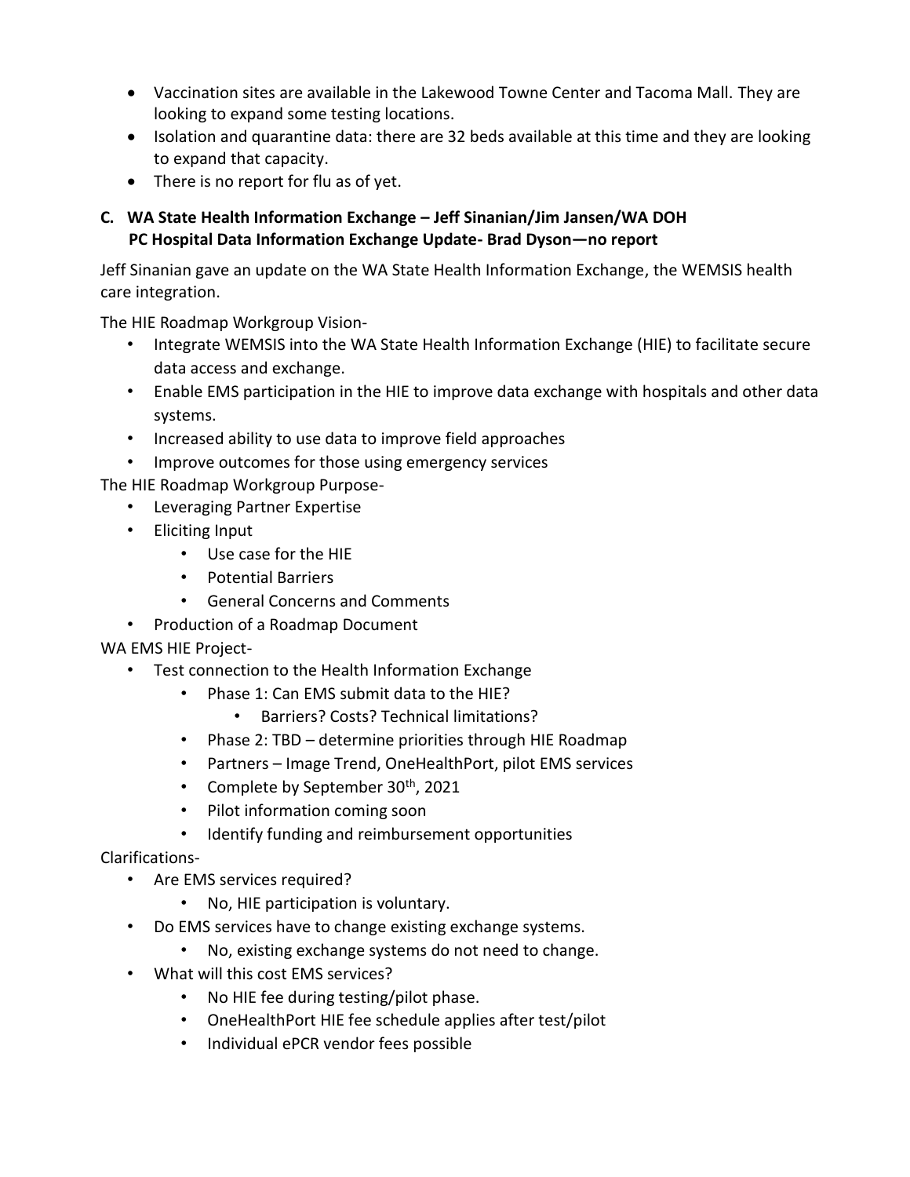- Vaccination sites are available in the Lakewood Towne Center and Tacoma Mall. They are looking to expand some testing locations.
- Isolation and quarantine data: there are 32 beds available at this time and they are looking to expand that capacity.
- There is no report for flu as of yet.

**C. WA State Health Information Exchange – Jeff Sinanian/Jim Jansen/WA DOH**
**PC Hospital Data Information Exchange Update- Brad Dyson—no report**

Jeff Sinanian gave an update on the WA State Health Information Exchange, the WEMSIS health care integration.

The HIE Roadmap Workgroup Vision-

- Integrate WEMSIS into the WA State Health Information Exchange (HIE) to facilitate secure data access and exchange.
- Enable EMS participation in the HIE to improve data exchange with hospitals and other data systems.
- Increased ability to use data to improve field approaches
- Improve outcomes for those using emergency services

The HIE Roadmap Workgroup Purpose-

- Leveraging Partner Expertise
- Eliciting Input
  - Use case for the HIE
  - Potential Barriers
  - General Concerns and Comments
- Production of a Roadmap Document

WA EMS HIE Project-

- Test connection to the Health Information Exchange
  - Phase 1: Can EMS submit data to the HIE?
    - Barriers? Costs? Technical limitations?
  - Phase 2: TBD – determine priorities through HIE Roadmap
  - Partners – Image Trend, OneHealthPort, pilot EMS services
  - Complete by September 30th, 2021
  - Pilot information coming soon
  - Identify funding and reimbursement opportunities

Clarifications-

- Are EMS services required?
  - No, HIE participation is voluntary.
- Do EMS services have to change existing exchange systems.
  - No, existing exchange systems do not need to change.
- What will this cost EMS services?
  - No HIE fee during testing/pilot phase.
  - OneHealthPort HIE fee schedule applies after test/pilot
  - Individual ePCR vendor fees possible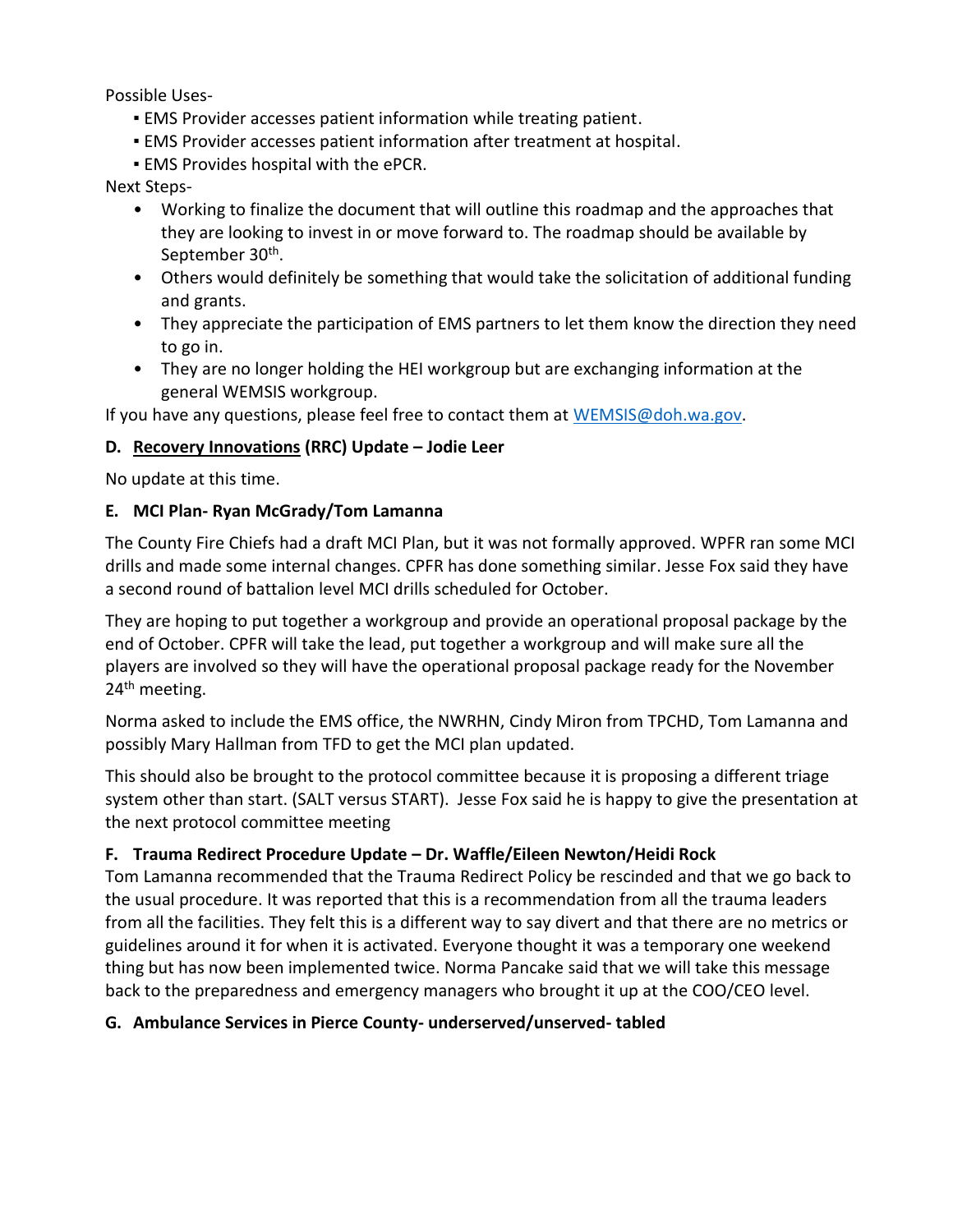Possible Uses-

- EMS Provider accesses patient information while treating patient.
- EMS Provider accesses patient information after treatment at hospital.
- EMS Provides hospital with the ePCR.

Next Steps-

- Working to finalize the document that will outline this roadmap and the approaches that they are looking to invest in or move forward to. The roadmap should be available by September 30th.
- Others would definitely be something that would take the solicitation of additional funding and grants.
- They appreciate the participation of EMS partners to let them know the direction they need to go in.
- They are no longer holding the HEI workgroup but are exchanging information at the general WEMSIS workgroup.

If you have any questions, please feel free to contact them at WEMSIS@doh.wa.gov.

**D. Recovery Innovations (RRC) Update – Jodie Leer**

No update at this time.

**E. MCI Plan- Ryan McGrady/Tom Lamanna**

The County Fire Chiefs had a draft MCI Plan, but it was not formally approved. WPFR ran some MCI drills and made some internal changes. CPFR has done something similar. Jesse Fox said they have a second round of battalion level MCI drills scheduled for October.

They are hoping to put together a workgroup and provide an operational proposal package by the end of October. CPFR will take the lead, put together a workgroup and will make sure all the players are involved so they will have the operational proposal package ready for the November 24th meeting.

Norma asked to include the EMS office, the NWRHN, Cindy Miron from TPCHD, Tom Lamanna and possibly Mary Hallman from TFD to get the MCI plan updated.

This should also be brought to the protocol committee because it is proposing a different triage system other than start. (SALT versus START). Jesse Fox said he is happy to give the presentation at the next protocol committee meeting

**F. Trauma Redirect Procedure Update – Dr. Waffle/Eileen Newton/Heidi Rock**

Tom Lamanna recommended that the Trauma Redirect Policy be rescinded and that we go back to the usual procedure. It was reported that this is a recommendation from all the trauma leaders from all the facilities. They felt this is a different way to say divert and that there are no metrics or guidelines around it for when it is activated. Everyone thought it was a temporary one weekend thing but has now been implemented twice. Norma Pancake said that we will take this message back to the preparedness and emergency managers who brought it up at the COO/CEO level.

**G. Ambulance Services in Pierce County- underserved/unserved- tabled**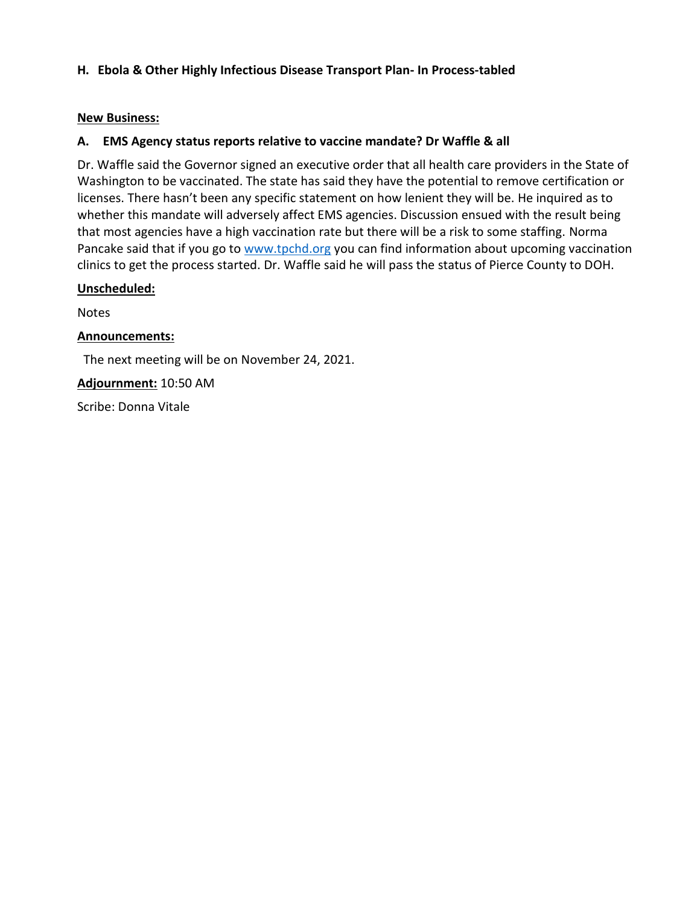**H. Ebola & Other Highly Infectious Disease Transport Plan- In Process-tabled**

**New Business:**

**A. EMS Agency status reports relative to vaccine mandate? Dr Waffle & all**

Dr. Waffle said the Governor signed an executive order that all health care providers in the State of Washington to be vaccinated. The state has said they have the potential to remove certification or licenses. There hasn't been any specific statement on how lenient they will be. He inquired as to whether this mandate will adversely affect EMS agencies. Discussion ensued with the result being that most agencies have a high vaccination rate but there will be a risk to some staffing. Norma Pancake said that if you go to www.tpchd.org you can find information about upcoming vaccination clinics to get the process started. Dr. Waffle said he will pass the status of Pierce County to DOH.

**Unscheduled:**

Notes

**Announcements:**

The next meeting will be on November 24, 2021.

**Adjournment:** 10:50 AM

Scribe: Donna Vitale